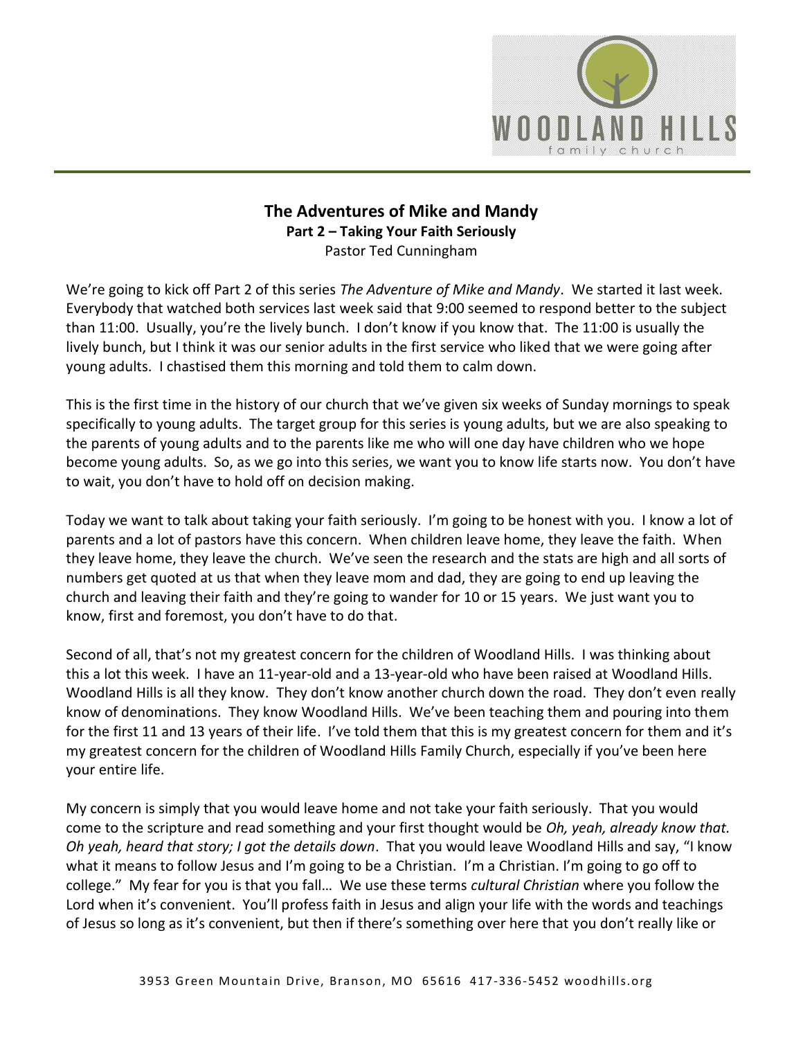# The Adventures of Mike and Mandy

**Part 2 – Taking Your Faith Seriously**

Pastor Ted Cunningham

We're going to kick off Part 2 of this series *The Adventure of Mike and Mandy*. We started it last week. Everybody that watched both services last week said that 9:00 seemed to respond better to the subject than 11:00. Usually, you're the lively bunch. I don't know if you know that. The 11:00 is usually the lively bunch, but I think it was our senior adults in the first service who liked that we were going after young adults. I chastised them this morning and told them to calm down.

This is the first time in the history of our church that we've given six weeks of Sunday mornings to speak specifically to young adults. The target group for this series is young adults, but we are also speaking to the parents of young adults and to the parents like me who will one day have children who we hope become young adults. So, as we go into this series, we want you to know life starts now. You don't have to wait, you don't have to hold off on decision making.

Today we want to talk about taking your faith seriously. I'm going to be honest with you. I know a lot of parents and a lot of pastors have this concern. When children leave home, they leave the faith. When they leave home, they leave the church. We've seen the research and the stats are high and all sorts of numbers get quoted at us that when they leave mom and dad, they are going to end up leaving the church and leaving their faith and they're going to wander for 10 or 15 years. We just want you to know, first and foremost, you don't have to do that.

Second of all, that's not my greatest concern for the children of Woodland Hills. I was thinking about this a lot this week. I have an 11-year-old and a 13-year-old who have been raised at Woodland Hills. Woodland Hills is all they know. They don't know another church down the road. They don't even really know of denominations. They know Woodland Hills. We've been teaching them and pouring into them for the first 11 and 13 years of their life. I've told them that this is my greatest concern for them and it's my greatest concern for the children of Woodland Hills Family Church, especially if you've been here your entire life.

My concern is simply that you would leave home and not take your faith seriously. That you would come to the scripture and read something and your first thought would be *Oh, yeah, already know that. Oh yeah, heard that story; I got the details down*. That you would leave Woodland Hills and say, "I know what it means to follow Jesus and I'm going to be a Christian. I'm a Christian. I'm going to go off to college." My fear for you is that you fall… We use these terms *cultural Christian* where you follow the Lord when it's convenient. You'll profess faith in Jesus and align your life with the words and teachings of Jesus so long as it's convenient, but then if there's something over here that you don't really like or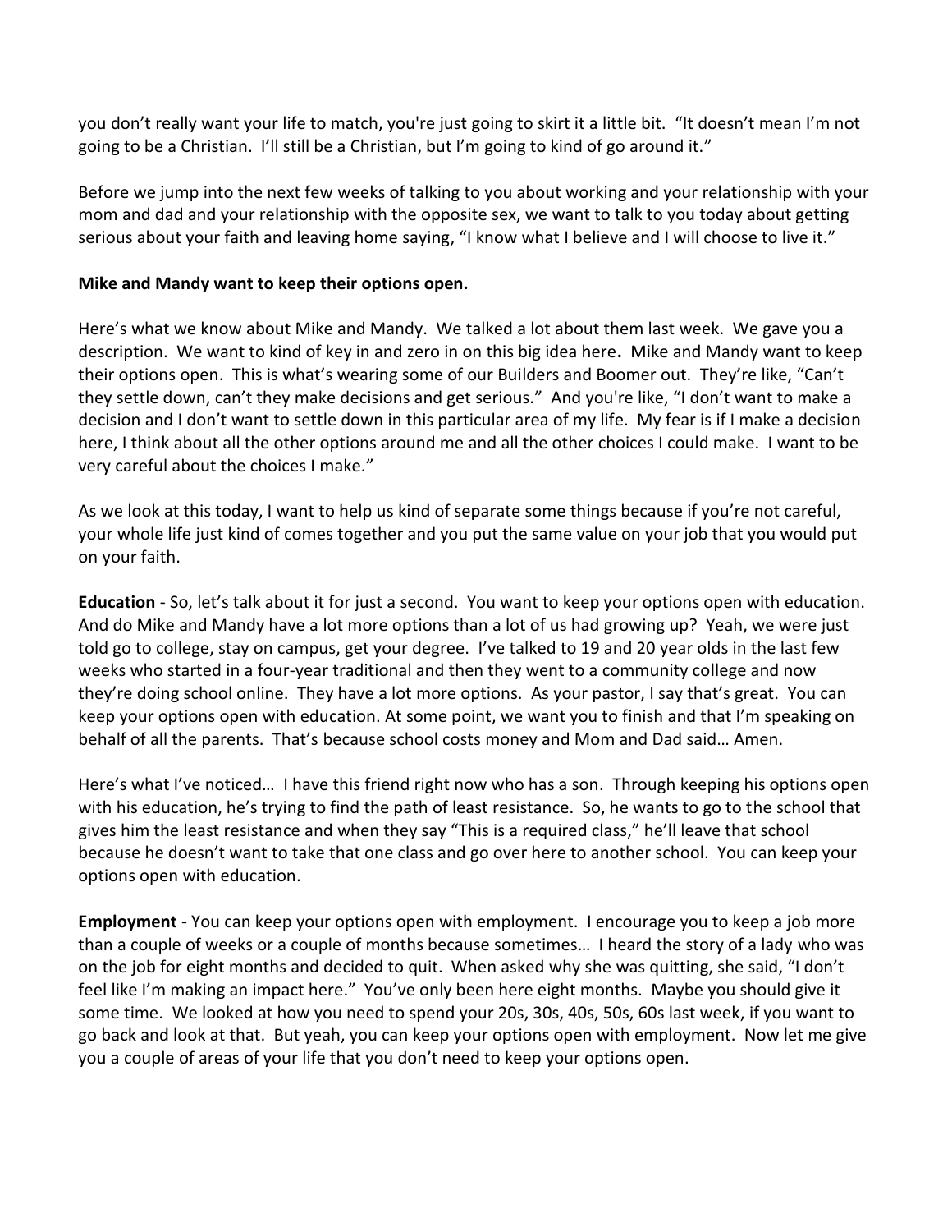you don't really want your life to match, you're just going to skirt it a little bit. "It doesn't mean I'm not going to be a Christian. I'll still be a Christian, but I'm going to kind of go around it."

Before we jump into the next few weeks of talking to you about working and your relationship with your mom and dad and your relationship with the opposite sex, we want to talk to you today about getting serious about your faith and leaving home saying, "I know what I believe and I will choose to live it."

**Mike and Mandy want to keep their options open.**

Here's what we know about Mike and Mandy. We talked a lot about them last week. We gave you a description. We want to kind of key in and zero in on this big idea here**.** Mike and Mandy want to keep their options open. This is what's wearing some of our Builders and Boomer out. They're like, "Can't they settle down, can't they make decisions and get serious." And you're like, "I don't want to make a decision and I don't want to settle down in this particular area of my life. My fear is if I make a decision here, I think about all the other options around me and all the other choices I could make. I want to be very careful about the choices I make."

As we look at this today, I want to help us kind of separate some things because if you're not careful, your whole life just kind of comes together and you put the same value on your job that you would put on your faith.

**Education** - So, let's talk about it for just a second. You want to keep your options open with education. And do Mike and Mandy have a lot more options than a lot of us had growing up? Yeah, we were just told go to college, stay on campus, get your degree. I've talked to 19 and 20 year olds in the last few weeks who started in a four-year traditional and then they went to a community college and now they're doing school online. They have a lot more options. As your pastor, I say that's great. You can keep your options open with education. At some point, we want you to finish and that I'm speaking on behalf of all the parents. That's because school costs money and Mom and Dad said… Amen.

Here's what I've noticed… I have this friend right now who has a son. Through keeping his options open with his education, he's trying to find the path of least resistance. So, he wants to go to the school that gives him the least resistance and when they say "This is a required class," he'll leave that school because he doesn't want to take that one class and go over here to another school. You can keep your options open with education.

**Employment** - You can keep your options open with employment. I encourage you to keep a job more than a couple of weeks or a couple of months because sometimes… I heard the story of a lady who was on the job for eight months and decided to quit. When asked why she was quitting, she said, "I don't feel like I'm making an impact here." You've only been here eight months. Maybe you should give it some time. We looked at how you need to spend your 20s, 30s, 40s, 50s, 60s last week, if you want to go back and look at that. But yeah, you can keep your options open with employment. Now let me give you a couple of areas of your life that you don't need to keep your options open.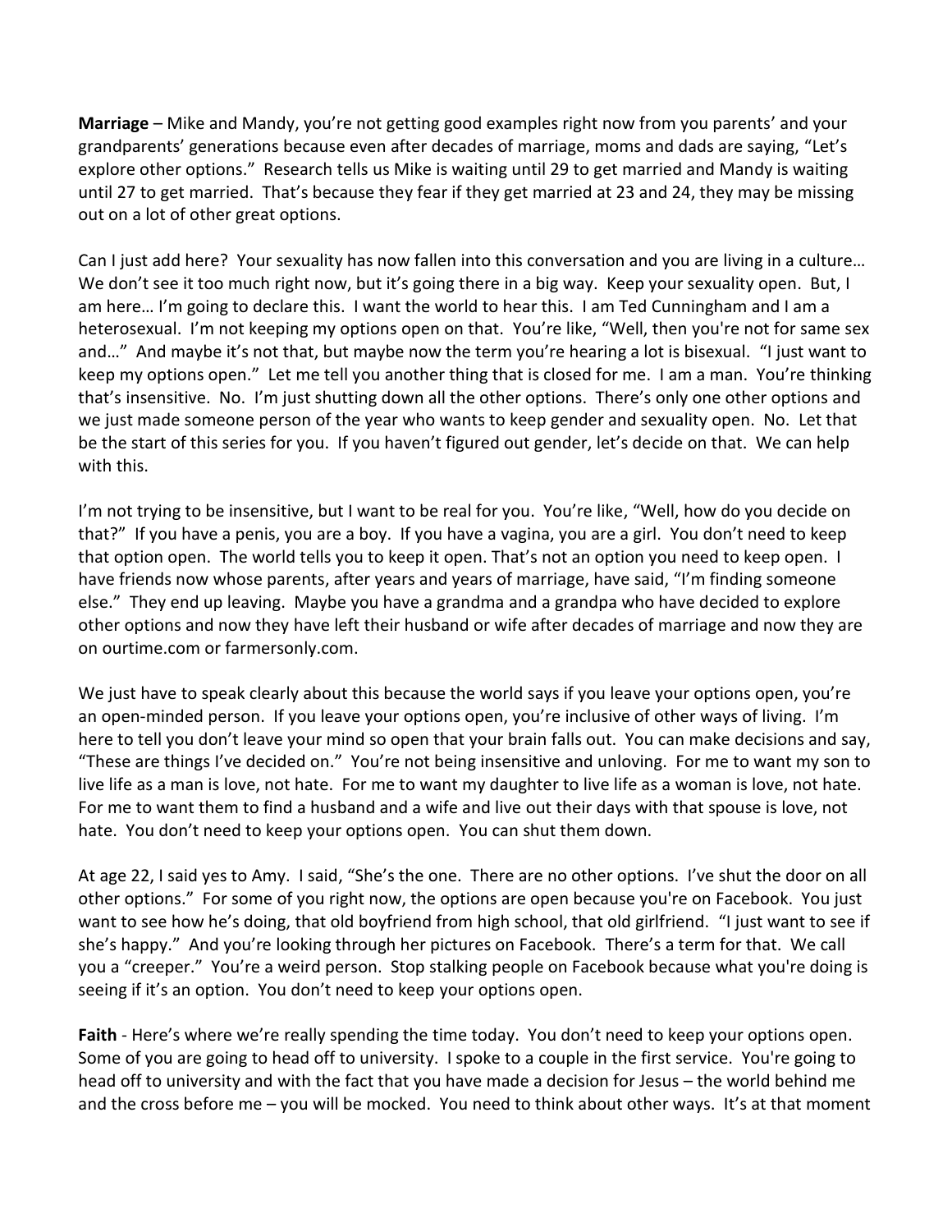**Marriage** – Mike and Mandy, you're not getting good examples right now from you parents' and your grandparents' generations because even after decades of marriage, moms and dads are saying, "Let's explore other options." Research tells us Mike is waiting until 29 to get married and Mandy is waiting until 27 to get married. That's because they fear if they get married at 23 and 24, they may be missing out on a lot of other great options.

Can I just add here? Your sexuality has now fallen into this conversation and you are living in a culture… We don't see it too much right now, but it's going there in a big way. Keep your sexuality open. But, I am here… I'm going to declare this. I want the world to hear this. I am Ted Cunningham and I am a heterosexual. I'm not keeping my options open on that. You're like, "Well, then you're not for same sex and…" And maybe it's not that, but maybe now the term you're hearing a lot is bisexual. "I just want to keep my options open." Let me tell you another thing that is closed for me. I am a man. You're thinking that's insensitive. No. I'm just shutting down all the other options. There's only one other options and we just made someone person of the year who wants to keep gender and sexuality open. No. Let that be the start of this series for you. If you haven't figured out gender, let's decide on that. We can help with this.

I'm not trying to be insensitive, but I want to be real for you. You're like, "Well, how do you decide on that?" If you have a penis, you are a boy. If you have a vagina, you are a girl. You don't need to keep that option open. The world tells you to keep it open. That's not an option you need to keep open. I have friends now whose parents, after years and years of marriage, have said, "I'm finding someone else." They end up leaving. Maybe you have a grandma and a grandpa who have decided to explore other options and now they have left their husband or wife after decades of marriage and now they are on ourtime.com or farmersonly.com.

We just have to speak clearly about this because the world says if you leave your options open, you're an open-minded person. If you leave your options open, you're inclusive of other ways of living. I'm here to tell you don't leave your mind so open that your brain falls out. You can make decisions and say, "These are things I've decided on." You're not being insensitive and unloving. For me to want my son to live life as a man is love, not hate. For me to want my daughter to live life as a woman is love, not hate. For me to want them to find a husband and a wife and live out their days with that spouse is love, not hate. You don't need to keep your options open. You can shut them down.

At age 22, I said yes to Amy. I said, "She's the one. There are no other options. I've shut the door on all other options." For some of you right now, the options are open because you're on Facebook. You just want to see how he's doing, that old boyfriend from high school, that old girlfriend. "I just want to see if she's happy." And you're looking through her pictures on Facebook. There's a term for that. We call you a "creeper." You're a weird person. Stop stalking people on Facebook because what you're doing is seeing if it's an option. You don't need to keep your options open.

**Faith** - Here's where we're really spending the time today. You don't need to keep your options open. Some of you are going to head off to university. I spoke to a couple in the first service. You're going to head off to university and with the fact that you have made a decision for Jesus – the world behind me and the cross before me – you will be mocked. You need to think about other ways. It's at that moment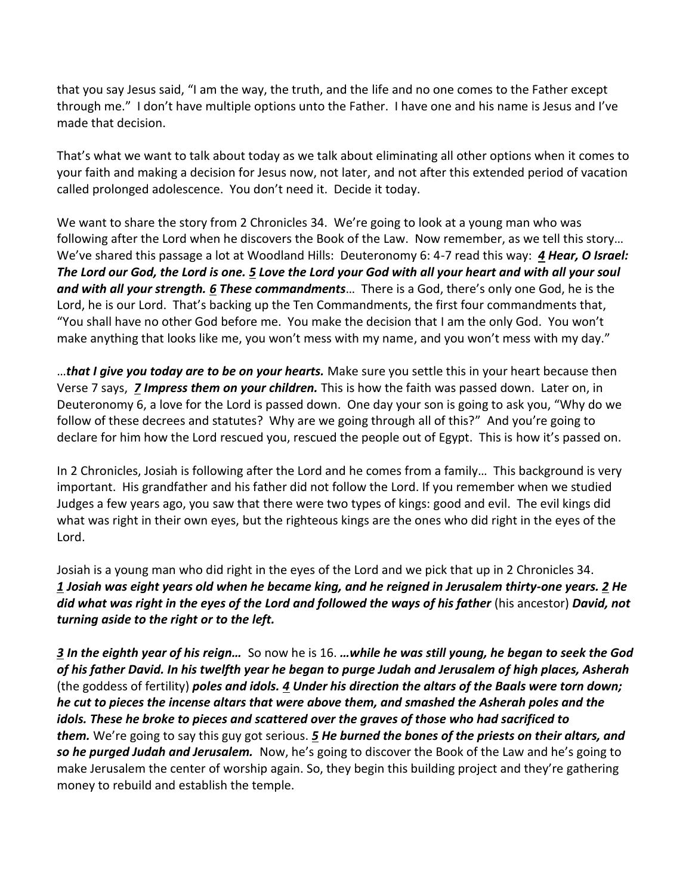that you say Jesus said, "I am the way, the truth, and the life and no one comes to the Father except through me." I don't have multiple options unto the Father. I have one and his name is Jesus and I've made that decision.

That's what we want to talk about today as we talk about eliminating all other options when it comes to your faith and making a decision for Jesus now, not later, and not after this extended period of vacation called prolonged adolescence. You don't need it. Decide it today.

We want to share the story from 2 Chronicles 34. We're going to look at a young man who was following after the Lord when he discovers the Book of the Law. Now remember, as we tell this story… We've shared this passage a lot at Woodland Hills: Deuteronomy 6: 4-7 read this way: ***4** Hear, O Israel: The Lord our God, the Lord is one. **5** Love the Lord your God with all your heart and with all your soul and with all your strength. **6** These commandments*… There is a God, there's only one God, he is the Lord, he is our Lord. That's backing up the Ten Commandments, the first four commandments that, "You shall have no other God before me. You make the decision that I am the only God. You won't make anything that looks like me, you won't mess with my name, and you won't mess with my day."

…***that I give you today are to be on your hearts.*** Make sure you settle this in your heart because then Verse 7 says, ***7** Impress them on your children.* This is how the faith was passed down. Later on, in Deuteronomy 6, a love for the Lord is passed down. One day your son is going to ask you, "Why do we follow of these decrees and statutes? Why are we going through all of this?" And you're going to declare for him how the Lord rescued you, rescued the people out of Egypt. This is how it's passed on.

In 2 Chronicles, Josiah is following after the Lord and he comes from a family… This background is very important. His grandfather and his father did not follow the Lord. If you remember when we studied Judges a few years ago, you saw that there were two types of kings: good and evil. The evil kings did what was right in their own eyes, but the righteous kings are the ones who did right in the eyes of the Lord.

Josiah is a young man who did right in the eyes of the Lord and we pick that up in 2 Chronicles 34. ***1** Josiah was eight years old when he became king, and he reigned in Jerusalem thirty-one years. **2** He did what was right in the eyes of the Lord and followed the ways of his father* (his ancestor) ***David, not turning aside to the right or to the left.***

***3** In the eighth year of his reign…* So now he is 16. ***…while he was still young, he began to seek the God of his father David. In his twelfth year he began to purge Judah and Jerusalem of high places, Asherah*** (the goddess of fertility) ***poles and idols. **4** Under his direction the altars of the Baals were torn down; he cut to pieces the incense altars that were above them, and smashed the Asherah poles and the idols. These he broke to pieces and scattered over the graves of those who had sacrificed to them.*** We're going to say this guy got serious. ***5** He burned the bones of the priests on their altars, and so he purged Judah and Jerusalem.* Now, he's going to discover the Book of the Law and he's going to make Jerusalem the center of worship again. So, they begin this building project and they're gathering money to rebuild and establish the temple.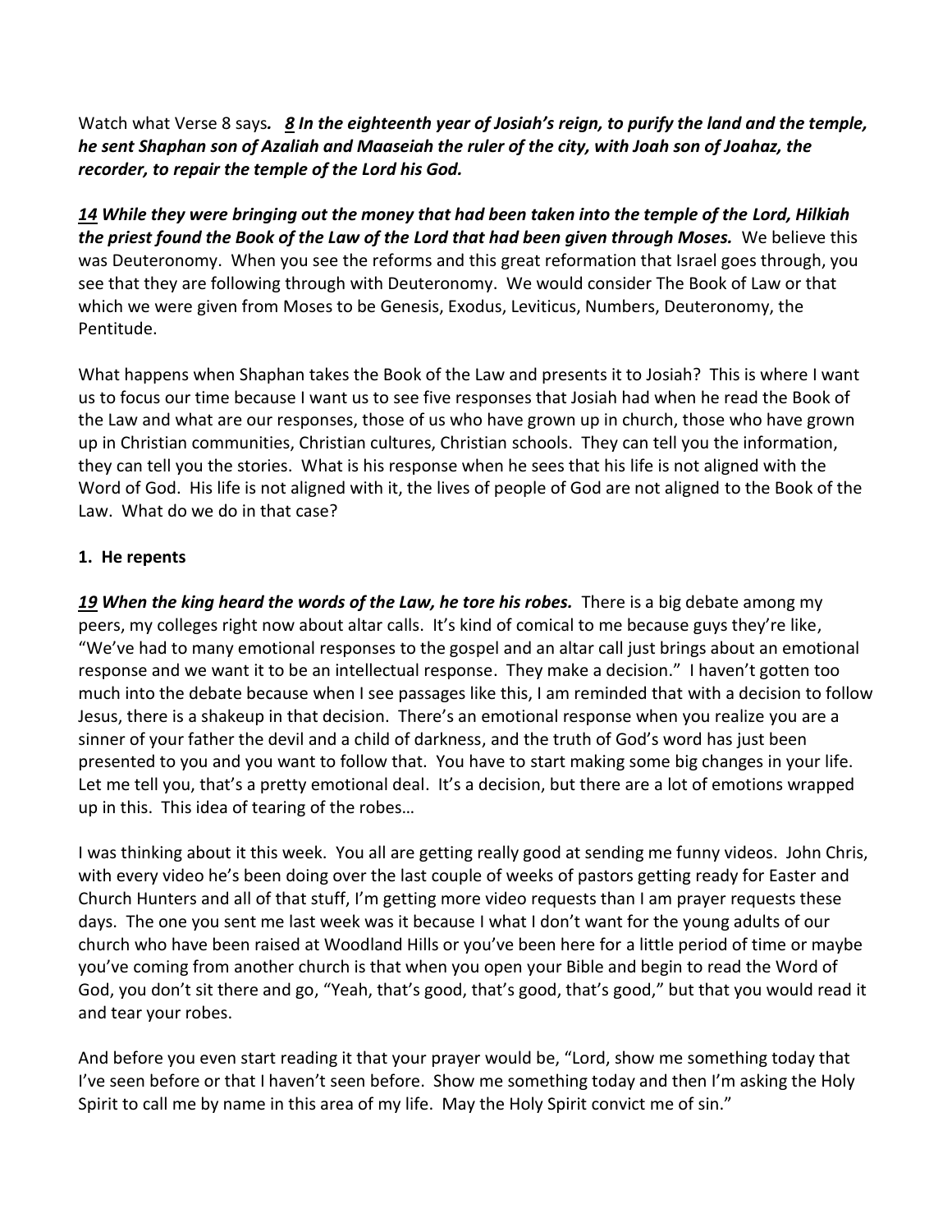Watch what Verse 8 says*.* ***8 In the eighteenth year of Josiah's reign, to purify the land and the temple, he sent Shaphan son of Azaliah and Maaseiah the ruler of the city, with Joah son of Joahaz, the recorder, to repair the temple of the Lord his God.***

***14 While they were bringing out the money that had been taken into the temple of the Lord, Hilkiah the priest found the Book of the Law of the Lord that had been given through Moses.*** We believe this was Deuteronomy. When you see the reforms and this great reformation that Israel goes through, you see that they are following through with Deuteronomy. We would consider The Book of Law or that which we were given from Moses to be Genesis, Exodus, Leviticus, Numbers, Deuteronomy, the Pentitude.

What happens when Shaphan takes the Book of the Law and presents it to Josiah? This is where I want us to focus our time because I want us to see five responses that Josiah had when he read the Book of the Law and what are our responses, those of us who have grown up in church, those who have grown up in Christian communities, Christian cultures, Christian schools. They can tell you the information, they can tell you the stories. What is his response when he sees that his life is not aligned with the Word of God. His life is not aligned with it, the lives of people of God are not aligned to the Book of the Law. What do we do in that case?

**1. He repents**

***19 When the king heard the words of the Law, he tore his robes.*** There is a big debate among my peers, my colleges right now about altar calls. It's kind of comical to me because guys they're like, "We've had to many emotional responses to the gospel and an altar call just brings about an emotional response and we want it to be an intellectual response. They make a decision." I haven't gotten too much into the debate because when I see passages like this, I am reminded that with a decision to follow Jesus, there is a shakeup in that decision. There's an emotional response when you realize you are a sinner of your father the devil and a child of darkness, and the truth of God's word has just been presented to you and you want to follow that. You have to start making some big changes in your life. Let me tell you, that's a pretty emotional deal. It's a decision, but there are a lot of emotions wrapped up in this. This idea of tearing of the robes…

I was thinking about it this week. You all are getting really good at sending me funny videos. John Chris, with every video he's been doing over the last couple of weeks of pastors getting ready for Easter and Church Hunters and all of that stuff, I'm getting more video requests than I am prayer requests these days. The one you sent me last week was it because I what I don't want for the young adults of our church who have been raised at Woodland Hills or you've been here for a little period of time or maybe you've coming from another church is that when you open your Bible and begin to read the Word of God, you don't sit there and go, "Yeah, that's good, that's good, that's good," but that you would read it and tear your robes.

And before you even start reading it that your prayer would be, "Lord, show me something today that I've seen before or that I haven't seen before. Show me something today and then I'm asking the Holy Spirit to call me by name in this area of my life. May the Holy Spirit convict me of sin."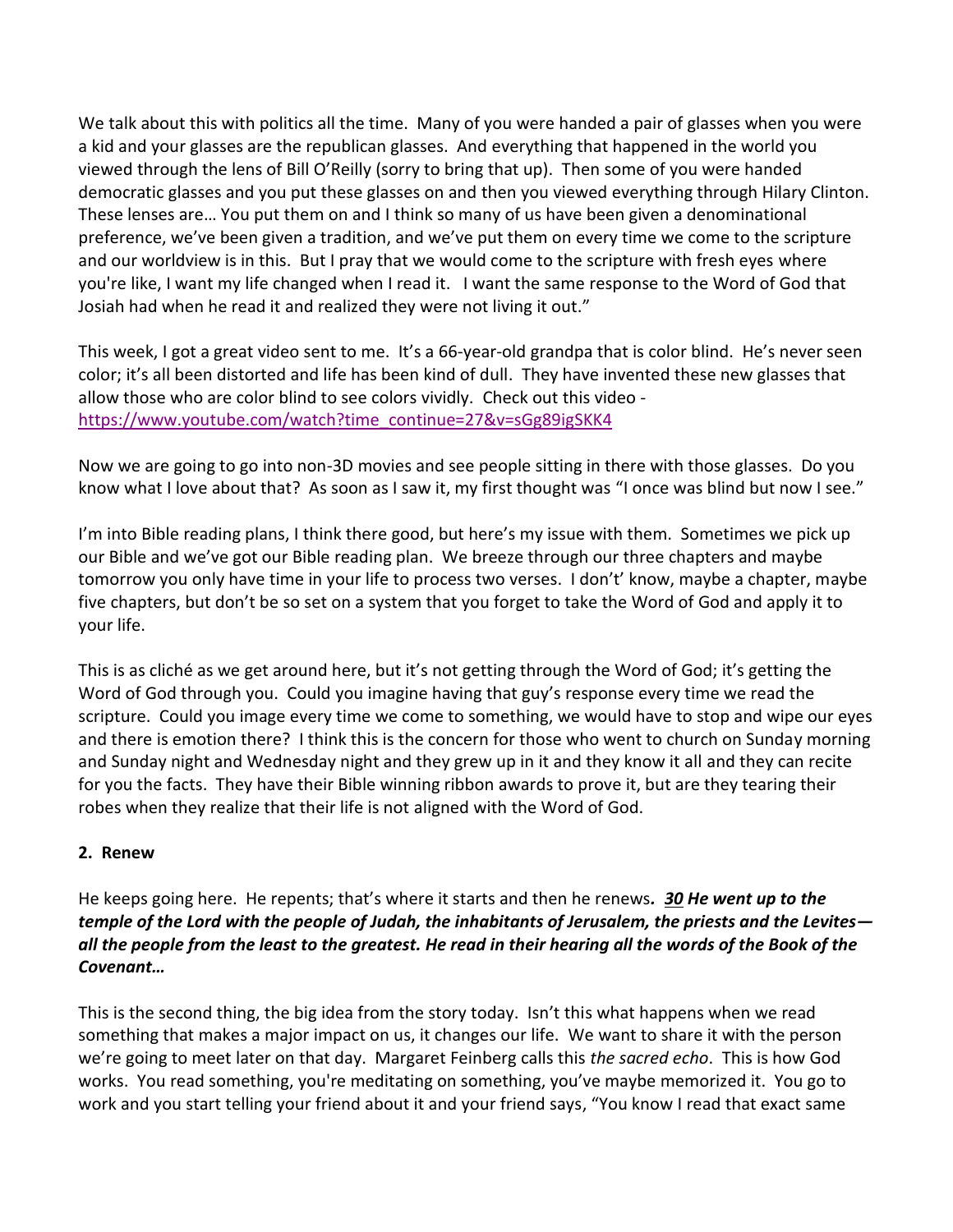We talk about this with politics all the time. Many of you were handed a pair of glasses when you were a kid and your glasses are the republican glasses. And everything that happened in the world you viewed through the lens of Bill O'Reilly (sorry to bring that up). Then some of you were handed democratic glasses and you put these glasses on and then you viewed everything through Hilary Clinton. These lenses are… You put them on and I think so many of us have been given a denominational preference, we've been given a tradition, and we've put them on every time we come to the scripture and our worldview is in this. But I pray that we would come to the scripture with fresh eyes where you're like, I want my life changed when I read it. I want the same response to the Word of God that Josiah had when he read it and realized they were not living it out."

This week, I got a great video sent to me. It's a 66-year-old grandpa that is color blind. He's never seen color; it's all been distorted and life has been kind of dull. They have invented these new glasses that allow those who are color blind to see colors vividly. Check out this video - [https://www.youtube.com/watch?time_continue=27&v=sGg89igSKK4](https://www.youtube.com/watch?time_continue=27&v=sGg89igSKK4)

Now we are going to go into non-3D movies and see people sitting in there with those glasses. Do you know what I love about that? As soon as I saw it, my first thought was "I once was blind but now I see."

I'm into Bible reading plans, I think there good, but here's my issue with them. Sometimes we pick up our Bible and we've got our Bible reading plan. We breeze through our three chapters and maybe tomorrow you only have time in your life to process two verses. I don't' know, maybe a chapter, maybe five chapters, but don't be so set on a system that you forget to take the Word of God and apply it to your life.

This is as cliché as we get around here, but it's not getting through the Word of God; it's getting the Word of God through you. Could you imagine having that guy's response every time we read the scripture. Could you image every time we come to something, we would have to stop and wipe our eyes and there is emotion there? I think this is the concern for those who went to church on Sunday morning and Sunday night and Wednesday night and they grew up in it and they know it all and they can recite for you the facts. They have their Bible winning ribbon awards to prove it, but are they tearing their robes when they realize that their life is not aligned with the Word of God.

**2. Renew**

He keeps going here. He repents; that's where it starts and then he renews***. 30 He went up to the temple of the Lord with the people of Judah, the inhabitants of Jerusalem, the priests and the Levites—all the people from the least to the greatest. He read in their hearing all the words of the Book of the Covenant…***

This is the second thing, the big idea from the story today. Isn't this what happens when we read something that makes a major impact on us, it changes our life. We want to share it with the person we're going to meet later on that day. Margaret Feinberg calls this *the sacred echo*. This is how God works. You read something, you're meditating on something, you've maybe memorized it. You go to work and you start telling your friend about it and your friend says, "You know I read that exact same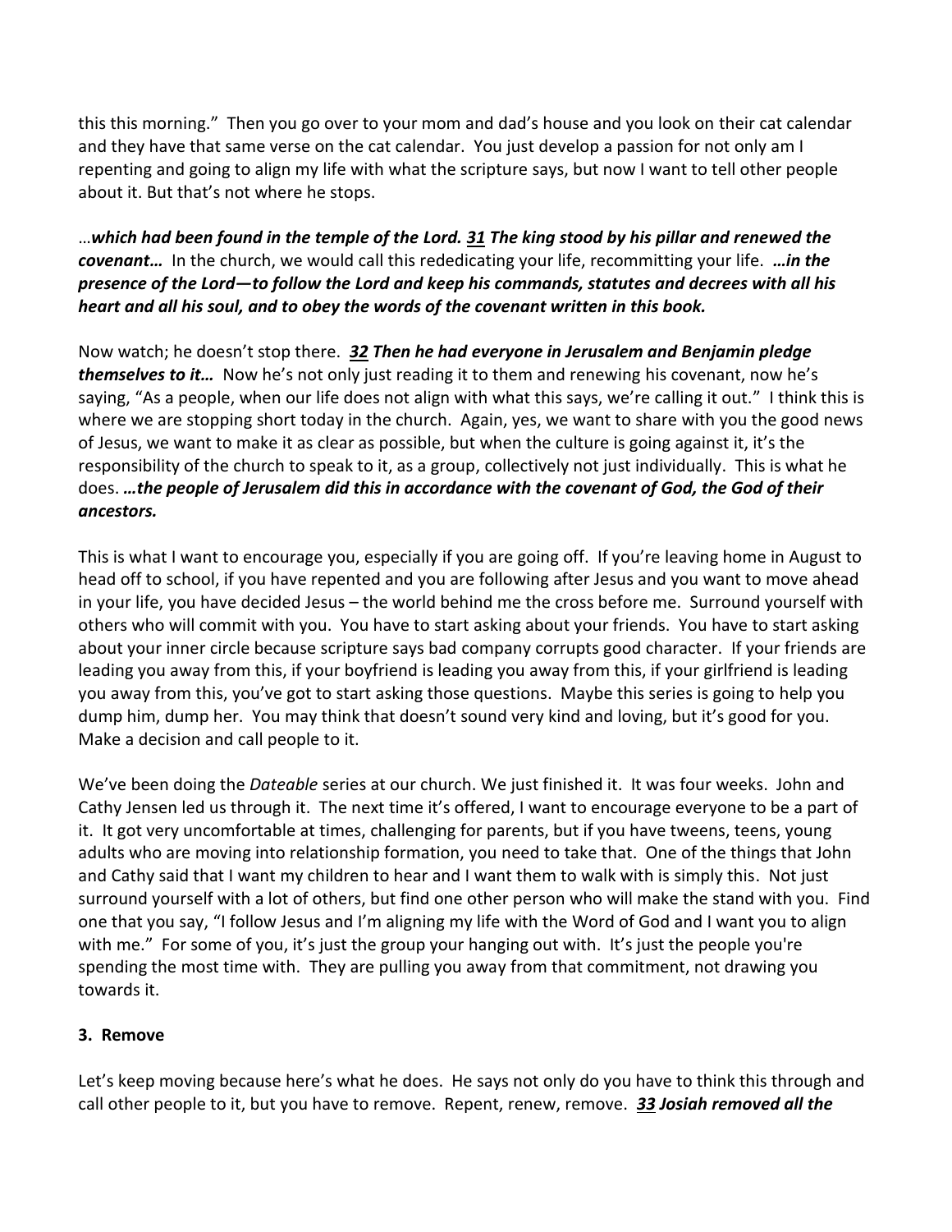this this morning." Then you go over to your mom and dad's house and you look on their cat calendar and they have that same verse on the cat calendar. You just develop a passion for not only am I repenting and going to align my life with what the scripture says, but now I want to tell other people about it. But that's not where he stops.

…***which had been found in the temple of the Lord. <u>31</u> The king stood by his pillar and renewed the covenant…*** In the church, we would call this rededicating your life, recommitting your life. ***…in the presence of the Lord—to follow the Lord and keep his commands, statutes and decrees with all his heart and all his soul, and to obey the words of the covenant written in this book.***

Now watch; he doesn't stop there. ***<u>32</u> Then he had everyone in Jerusalem and Benjamin pledge themselves to it…*** Now he's not only just reading it to them and renewing his covenant, now he's saying, "As a people, when our life does not align with what this says, we're calling it out." I think this is where we are stopping short today in the church. Again, yes, we want to share with you the good news of Jesus, we want to make it as clear as possible, but when the culture is going against it, it's the responsibility of the church to speak to it, as a group, collectively not just individually. This is what he does. ***…the people of Jerusalem did this in accordance with the covenant of God, the God of their ancestors.***

This is what I want to encourage you, especially if you are going off. If you're leaving home in August to head off to school, if you have repented and you are following after Jesus and you want to move ahead in your life, you have decided Jesus – the world behind me the cross before me. Surround yourself with others who will commit with you. You have to start asking about your friends. You have to start asking about your inner circle because scripture says bad company corrupts good character. If your friends are leading you away from this, if your boyfriend is leading you away from this, if your girlfriend is leading you away from this, you've got to start asking those questions. Maybe this series is going to help you dump him, dump her. You may think that doesn't sound very kind and loving, but it's good for you. Make a decision and call people to it.

We've been doing the *Dateable* series at our church. We just finished it. It was four weeks. John and Cathy Jensen led us through it. The next time it's offered, I want to encourage everyone to be a part of it. It got very uncomfortable at times, challenging for parents, but if you have tweens, teens, young adults who are moving into relationship formation, you need to take that. One of the things that John and Cathy said that I want my children to hear and I want them to walk with is simply this. Not just surround yourself with a lot of others, but find one other person who will make the stand with you. Find one that you say, "I follow Jesus and I'm aligning my life with the Word of God and I want you to align with me." For some of you, it's just the group your hanging out with. It's just the people you're spending the most time with. They are pulling you away from that commitment, not drawing you towards it.

### 3. Remove

Let's keep moving because here's what he does. He says not only do you have to think this through and call other people to it, but you have to remove. Repent, renew, remove. ***<u>33</u> Josiah removed all the***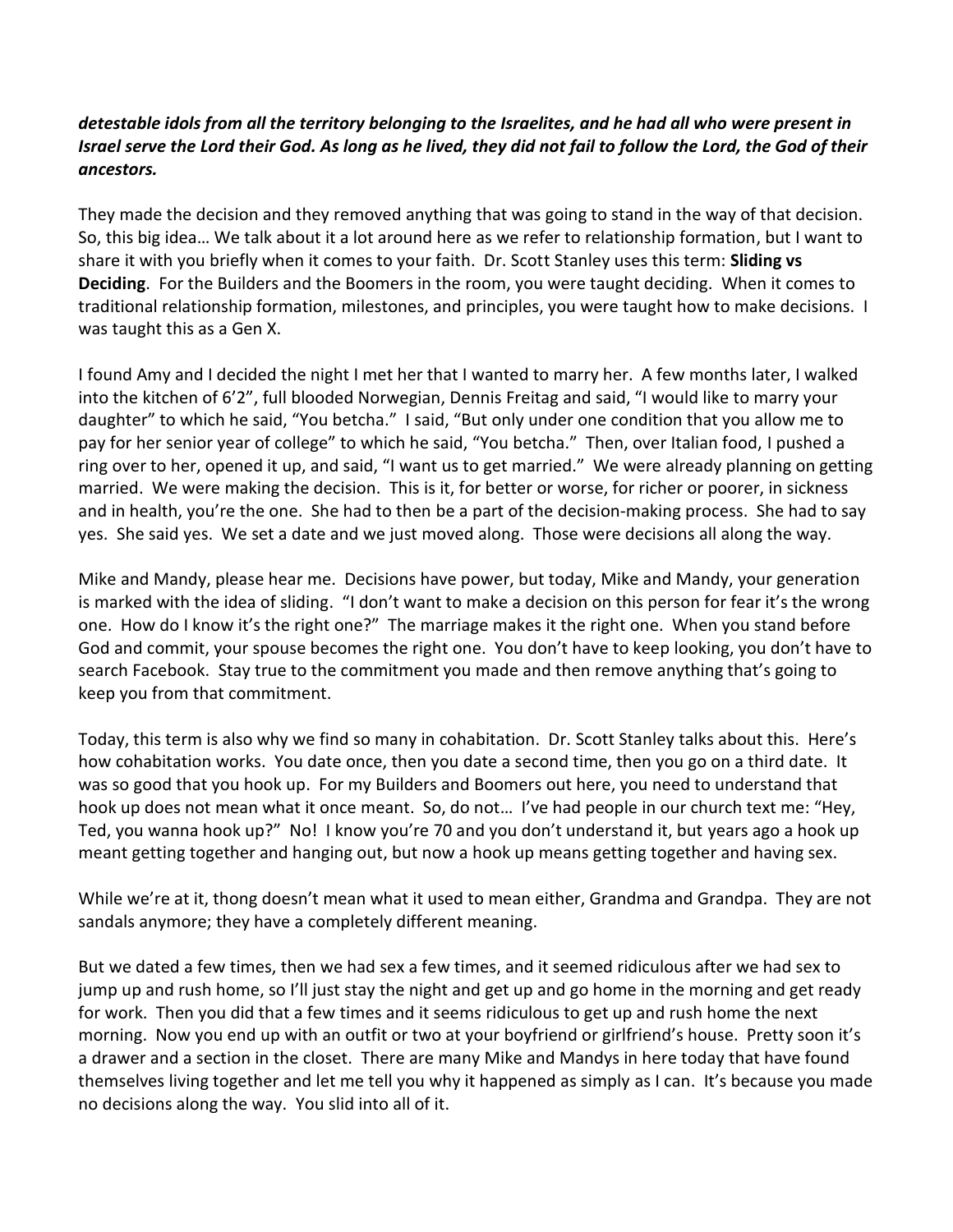***detestable idols from all the territory belonging to the Israelites, and he had all who were present in Israel serve the Lord their God. As long as he lived, they did not fail to follow the Lord, the God of their ancestors.***

They made the decision and they removed anything that was going to stand in the way of that decision. So, this big idea… We talk about it a lot around here as we refer to relationship formation, but I want to share it with you briefly when it comes to your faith. Dr. Scott Stanley uses this term: **Sliding vs Deciding**. For the Builders and the Boomers in the room, you were taught deciding. When it comes to traditional relationship formation, milestones, and principles, you were taught how to make decisions. I was taught this as a Gen X.

I found Amy and I decided the night I met her that I wanted to marry her. A few months later, I walked into the kitchen of 6'2", full blooded Norwegian, Dennis Freitag and said, "I would like to marry your daughter" to which he said, "You betcha." I said, "But only under one condition that you allow me to pay for her senior year of college" to which he said, "You betcha." Then, over Italian food, I pushed a ring over to her, opened it up, and said, "I want us to get married." We were already planning on getting married. We were making the decision. This is it, for better or worse, for richer or poorer, in sickness and in health, you're the one. She had to then be a part of the decision-making process. She had to say yes. She said yes. We set a date and we just moved along. Those were decisions all along the way.

Mike and Mandy, please hear me. Decisions have power, but today, Mike and Mandy, your generation is marked with the idea of sliding. "I don't want to make a decision on this person for fear it's the wrong one. How do I know it's the right one?" The marriage makes it the right one. When you stand before God and commit, your spouse becomes the right one. You don't have to keep looking, you don't have to search Facebook. Stay true to the commitment you made and then remove anything that's going to keep you from that commitment.

Today, this term is also why we find so many in cohabitation. Dr. Scott Stanley talks about this. Here's how cohabitation works. You date once, then you date a second time, then you go on a third date. It was so good that you hook up. For my Builders and Boomers out here, you need to understand that hook up does not mean what it once meant. So, do not… I've had people in our church text me: "Hey, Ted, you wanna hook up?" No! I know you're 70 and you don't understand it, but years ago a hook up meant getting together and hanging out, but now a hook up means getting together and having sex.

While we're at it, thong doesn't mean what it used to mean either, Grandma and Grandpa. They are not sandals anymore; they have a completely different meaning.

But we dated a few times, then we had sex a few times, and it seemed ridiculous after we had sex to jump up and rush home, so I'll just stay the night and get up and go home in the morning and get ready for work. Then you did that a few times and it seems ridiculous to get up and rush home the next morning. Now you end up with an outfit or two at your boyfriend or girlfriend's house. Pretty soon it's a drawer and a section in the closet. There are many Mike and Mandys in here today that have found themselves living together and let me tell you why it happened as simply as I can. It's because you made no decisions along the way. You slid into all of it.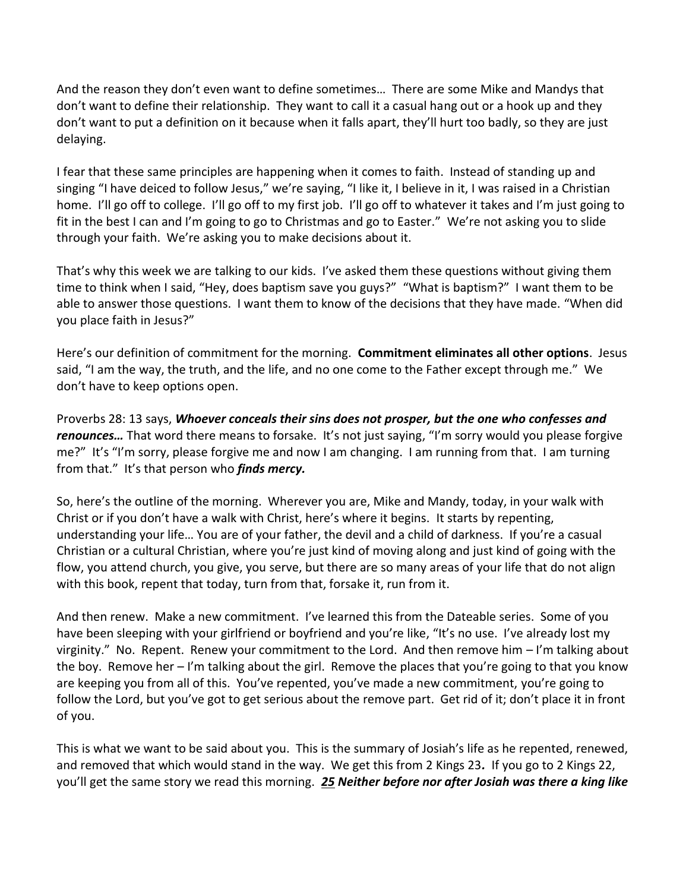And the reason they don't even want to define sometimes… There are some Mike and Mandys that don't want to define their relationship. They want to call it a casual hang out or a hook up and they don't want to put a definition on it because when it falls apart, they'll hurt too badly, so they are just delaying.

I fear that these same principles are happening when it comes to faith. Instead of standing up and singing "I have deiced to follow Jesus," we're saying, "I like it, I believe in it, I was raised in a Christian home. I'll go off to college. I'll go off to my first job. I'll go off to whatever it takes and I'm just going to fit in the best I can and I'm going to go to Christmas and go to Easter." We're not asking you to slide through your faith. We're asking you to make decisions about it.

That's why this week we are talking to our kids. I've asked them these questions without giving them time to think when I said, "Hey, does baptism save you guys?" "What is baptism?" I want them to be able to answer those questions. I want them to know of the decisions that they have made. "When did you place faith in Jesus?"

Here's our definition of commitment for the morning. **Commitment eliminates all other options**. Jesus said, "I am the way, the truth, and the life, and no one come to the Father except through me." We don't have to keep options open.

Proverbs 28: 13 says, ***Whoever conceals their sins does not prosper, but the one who confesses and renounces…*** That word there means to forsake. It's not just saying, "I'm sorry would you please forgive me?" It's "I'm sorry, please forgive me and now I am changing. I am running from that. I am turning from that." It's that person who ***finds mercy.***

So, here's the outline of the morning. Wherever you are, Mike and Mandy, today, in your walk with Christ or if you don't have a walk with Christ, here's where it begins. It starts by repenting, understanding your life… You are of your father, the devil and a child of darkness. If you're a casual Christian or a cultural Christian, where you're just kind of moving along and just kind of going with the flow, you attend church, you give, you serve, but there are so many areas of your life that do not align with this book, repent that today, turn from that, forsake it, run from it.

And then renew. Make a new commitment. I've learned this from the Dateable series. Some of you have been sleeping with your girlfriend or boyfriend and you're like, "It's no use. I've already lost my virginity." No. Repent. Renew your commitment to the Lord. And then remove him – I'm talking about the boy. Remove her – I'm talking about the girl. Remove the places that you're going to that you know are keeping you from all of this. You've repented, you've made a new commitment, you're going to follow the Lord, but you've got to get serious about the remove part. Get rid of it; don't place it in front of you.

This is what we want to be said about you. This is the summary of Josiah's life as he repented, renewed, and removed that which would stand in the way. We get this from 2 Kings 23. If you go to 2 Kings 22, you'll get the same story we read this morning. ***25 Neither before nor after Josiah was there a king like***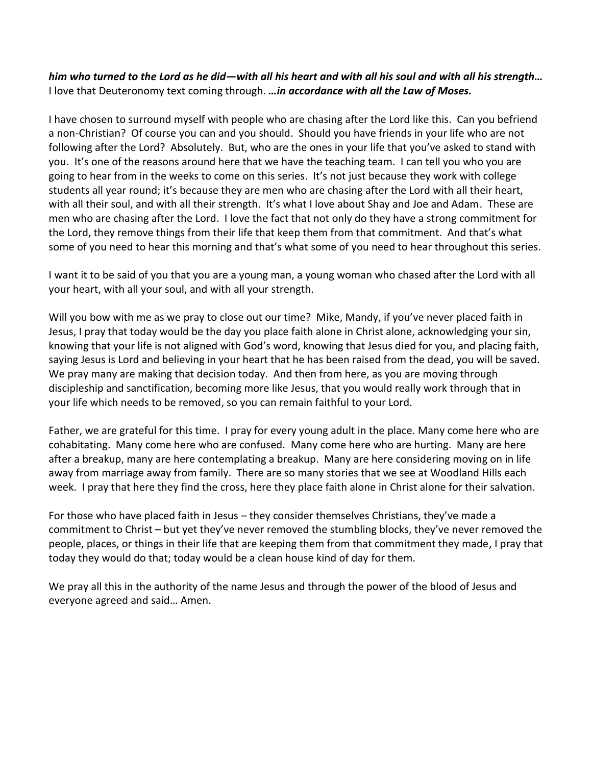***him who turned to the Lord as he did—with all his heart and with all his soul and with all his strength…*** I love that Deuteronomy text coming through. ***…in accordance with all the Law of Moses.***

I have chosen to surround myself with people who are chasing after the Lord like this. Can you befriend a non-Christian? Of course you can and you should. Should you have friends in your life who are not following after the Lord? Absolutely. But, who are the ones in your life that you've asked to stand with you. It's one of the reasons around here that we have the teaching team. I can tell you who you are going to hear from in the weeks to come on this series. It's not just because they work with college students all year round; it's because they are men who are chasing after the Lord with all their heart, with all their soul, and with all their strength. It's what I love about Shay and Joe and Adam. These are men who are chasing after the Lord. I love the fact that not only do they have a strong commitment for the Lord, they remove things from their life that keep them from that commitment. And that's what some of you need to hear this morning and that's what some of you need to hear throughout this series.

I want it to be said of you that you are a young man, a young woman who chased after the Lord with all your heart, with all your soul, and with all your strength.

Will you bow with me as we pray to close out our time? Mike, Mandy, if you've never placed faith in Jesus, I pray that today would be the day you place faith alone in Christ alone, acknowledging your sin, knowing that your life is not aligned with God's word, knowing that Jesus died for you, and placing faith, saying Jesus is Lord and believing in your heart that he has been raised from the dead, you will be saved. We pray many are making that decision today. And then from here, as you are moving through discipleship and sanctification, becoming more like Jesus, that you would really work through that in your life which needs to be removed, so you can remain faithful to your Lord.

Father, we are grateful for this time. I pray for every young adult in the place. Many come here who are cohabitating. Many come here who are confused. Many come here who are hurting. Many are here after a breakup, many are here contemplating a breakup. Many are here considering moving on in life away from marriage away from family. There are so many stories that we see at Woodland Hills each week. I pray that here they find the cross, here they place faith alone in Christ alone for their salvation.

For those who have placed faith in Jesus – they consider themselves Christians, they've made a commitment to Christ – but yet they've never removed the stumbling blocks, they've never removed the people, places, or things in their life that are keeping them from that commitment they made, I pray that today they would do that; today would be a clean house kind of day for them.

We pray all this in the authority of the name Jesus and through the power of the blood of Jesus and everyone agreed and said… Amen.